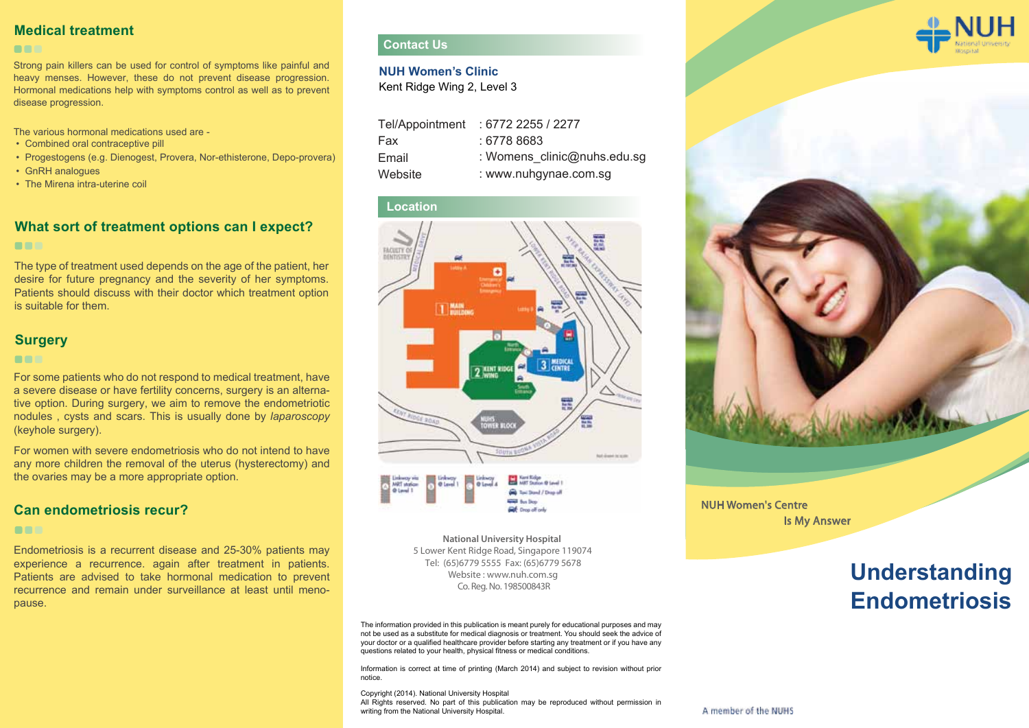## Medical treatment

Strong pain killers can be used for control of symptoms like painful and heavy menses. However, these do not prevent disease progression. Hormonal medications help with symptoms control as well as to prevent disease progression.

The various hormonal medications used are -

- Combined oral contraceptive pill
- Progestogens (e.g. Dienogest, Provera, Nor-ethisterone, Depo-provera)
- GnRH analogues
- The Mirena intra-uterine coil

## What sort of treatment options can I expect?

The type of treatment used depends on the age of the patient, her desire for future pregnancy and the severity of her symptoms. Patients should discuss with their doctor which treatment option is suitable for them.

## Surgery

For some patients who do not respond to medical treatment, have a severe disease or have fertility concerns, surgery is an alternative option. During surgery, we aim to remove the endometriotic nodules , cysts and scars. This is usually done by *laparoscopy* (keyhole surgery).

For women with severe endometriosis who do not intend to have any more children the removal of the uterus (hysterectomy) and the ovaries may be a more appropriate option.

## Can endometriosis recur?

Endometriosis is a recurrent disease and 25-30% patients may experience a recurrence. again after treatment in patients. Patients are advised to take hormonal medication to prevent recurrence and remain under surveillance at least until menopause.

## Contact Us

**NUH Women's Clinic**
Kent Ridge Wing 2, Level 3

| | |
|---|---|
| Tel/Appointment | : 6772 2255 / 2277 |
| Fax | : 6778 8683 |
| Email | : Womens_clinic@nuhs.edu.sg |
| Website | : www.nuhgynae.com.sg |

## Location

**National University Hospital**
5 Lower Kent Ridge Road, Singapore 119074
Tel: (65)6779 5555 Fax: (65)6779 5678
Website : www.nuh.com.sg
Co. Reg. No. 198500843R

The information provided in this publication is meant purely for educational purposes and may not be used as a substitute for medical diagnosis or treatment. You should seek the advice of your doctor or a qualified healthcare provider before starting any treatment or if you have any questions related to your health, physical fitness or medical conditions.

Information is correct at time of printing (March 2014) and subject to revision without prior notice.

Copyright (2014). National University Hospital
All Rights reserved. No part of this publication may be reproduced without permission in writing from the National University Hospital.

NUH National University Hospital

NUH Women's Centre
Is My Answer

# Understanding Endometriosis

A member of the NUHS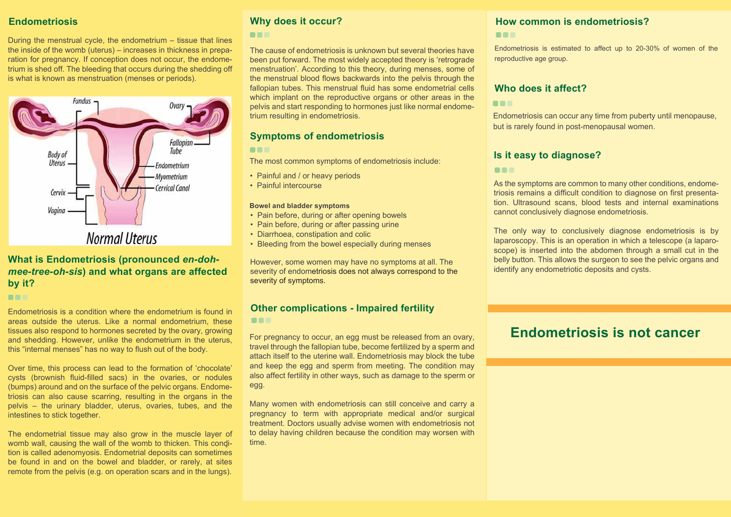## Endometriosis

During the menstrual cycle, the endometrium – tissue that lines the inside of the womb (uterus) – increases in thickness in preparation for pregnancy. If conception does not occur, the endometrium is shed off. The bleeding that occurs during the shedding off is what is known as menstruation (menses or periods).

Fundus
Ovary
Fallopian Tube
Body of Uterus
Endometrium
Myometrium
Cervix
Cervical Canal
Vagina
Normal Uterus

## What is Endometriosis (pronounced *en-doh-mee-tree-oh-sis*) and what organs are affected by it?

Endometriosis is a condition where the endometrium is found in areas outside the uterus. Like a normal endometrium, these tissues also respond to hormones secreted by the ovary, growing and shedding. However, unlike the endometrium in the uterus, this "internal menses" has no way to flush out of the body.

Over time, this process can lead to the formation of 'chocolate' cysts (brownish fluid-filled sacs) in the ovaries, or nodules (bumps) around and on the surface of the pelvic organs. Endometriosis can also cause scarring, resulting in the organs in the pelvis – the urinary bladder, uterus, ovaries, tubes, and the intestines to stick together.

The endometrial tissue may also grow in the muscle layer of womb wall, causing the wall of the womb to thicken. This condition is called adenomyosis. Endometrial deposits can sometimes be found in and on the bowel and bladder, or rarely, at sites remote from the pelvis (e.g. on operation scars and in the lungs).

## Why does it occur?

The cause of endometriosis is unknown but several theories have been put forward. The most widely accepted theory is 'retrograde menstruation'. According to this theory, during menses, some of the menstrual blood flows backwards into the pelvis through the fallopian tubes. This menstrual fluid has some endometrial cells which implant on the reproductive organs or other areas in the pelvis and start responding to hormones just like normal endometrium resulting in endometriosis.

## Symptoms of endometriosis

The most common symptoms of endometriosis include:

- Painful and / or heavy periods
- Painful intercourse

**Bowel and bladder symptoms**

- Pain before, during or after opening bowels
- Pain before, during or after passing urine
- Diarrhoea, constipation and colic
- Bleeding from the bowel especially during menses

However, some women may have no symptoms at all. The severity of endometriosis does not always correspond to the severity of symptoms.

## Other complications - Impaired fertility

For pregnancy to occur, an egg must be released from an ovary, travel through the fallopian tube, become fertilized by a sperm and attach itself to the uterine wall. Endometriosis may block the tube and keep the egg and sperm from meeting. The condition may also affect fertility in other ways, such as damage to the sperm or egg.

Many women with endometriosis can still conceive and carry a pregnancy to term with appropriate medical and/or surgical treatment. Doctors usually advise women with endometriosis not to delay having children because the condition may worsen with time.

## How common is endometriosis?

Endometriosis is estimated to affect up to 20-30% of women of the reproductive age group.

## Who does it affect?

Endometriosis can occur any time from puberty until menopause, but is rarely found in post-menopausal women.

## Is it easy to diagnose?

As the symptoms are common to many other conditions, endometriosis remains a difficult condition to diagnose on first presentation. Ultrasound scans, blood tests and internal examinations cannot conclusively diagnose endometriosis.

The only way to conclusively diagnose endometriosis is by laparoscopy. This is an operation in which a telescope (a laparoscope) is inserted into the abdomen through a small cut in the belly button. This allows the surgeon to see the pelvic organs and identify any endometriotic deposits and cysts.

## Endometriosis is not cancer